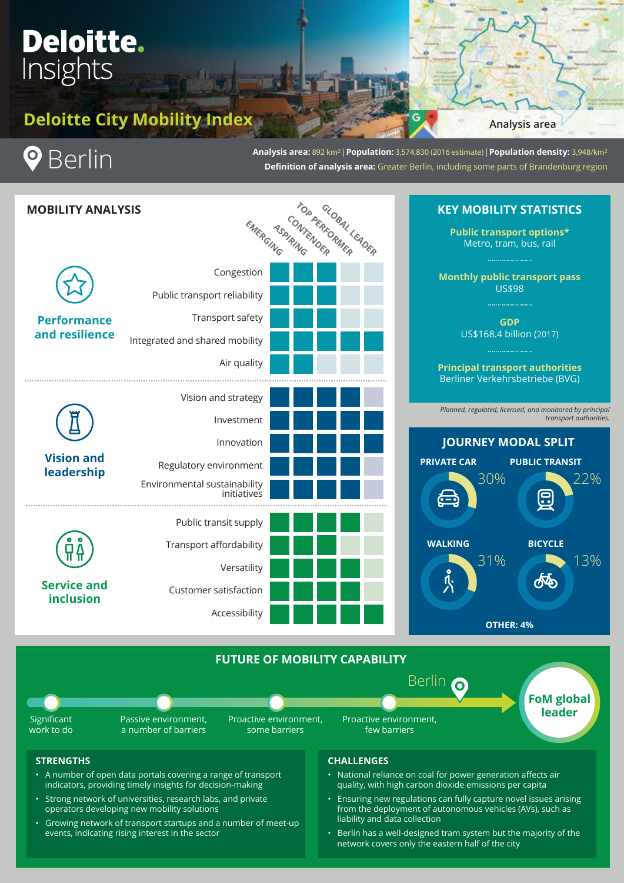# Deloitte Insights

## Deloitte City Mobility Index

# Berlin

**Analysis area:** 892 km$^2$ | **Population:** 3,574,830 (2016 estimate) | **Population density:** 3,948/km$^2$

**Definition of analysis area:** Greater Berlin, including some parts of Brandenburg region

Analysis area

## MOBILITY ANALYSIS

| Category | Indicator | Emerging | Aspiring | Contender | Top performer | Global leader |
|---|---|---|---|---|---|---|
| Performance and resilience | Congestion | ■ | ■ | ■ | | |
| | Public transport reliability | ■ | ■ | ■ | | |
| | Transport safety | ■ | ■ | ■ | | |
| | Integrated and shared mobility | ■ | ■ | ■ | ■ | ■ |
| | Air quality | ■ | ■ | | | |
| Vision and leadership | Vision and strategy | ■ | ■ | ■ | ■ | |
| | Investment | ■ | ■ | ■ | ■ | ■ |
| | Innovation | ■ | ■ | ■ | ■ | ■ |
| | Regulatory environment | ■ | ■ | ■ | ■ | |
| | Environmental sustainability initiatives | ■ | ■ | ■ | ■ | |
| Service and inclusion | Public transit supply | ■ | ■ | ■ | ■ | |
| | Transport affordability | ■ | ■ | ■ | | |
| | Versatility | ■ | ■ | ■ | ■ | |
| | Customer satisfaction | ■ | ■ | ■ | ■ | |
| | Accessibility | ■ | ■ | ■ | ■ | ■ |

## KEY MOBILITY STATISTICS

**Public transport options***
Metro, tram, bus, rail

**Monthly public transport pass**
US$98

**GDP**
US$168.4 billion (2017)

**Principal transport authorities**
Berliner Verkehrsbetriebe (BVG)

*Planned, regulated, licensed, and monitored by principal transport authorities.*

## JOURNEY MODAL SPLIT

- PRIVATE CAR: 30%
- PUBLIC TRANSIT: 22%
- WALKING: 31%
- BICYCLE: 13%
- OTHER: 4%

## FUTURE OF MOBILITY CAPABILITY

Significant work to do → Passive environment, a number of barriers → Proactive environment, some barriers → Proactive environment, few barriers → **Berlin** → FoM global leader

### STRENGTHS

- A number of open data portals covering a range of transport indicators, providing timely insights for decision-making
- Strong network of universities, research labs, and private operators developing new mobility solutions
- Growing network of transport startups and a number of meet-up events, indicating rising interest in the sector

### CHALLENGES

- National reliance on coal for power generation affects air quality, with high carbon dioxide emissions per capita
- Ensuring new regulations can fully capture novel issues arising from the deployment of autonomous vehicles (AVs), such as liability and data collection
- Berlin has a well-designed tram system but the majority of the network covers only the eastern half of the city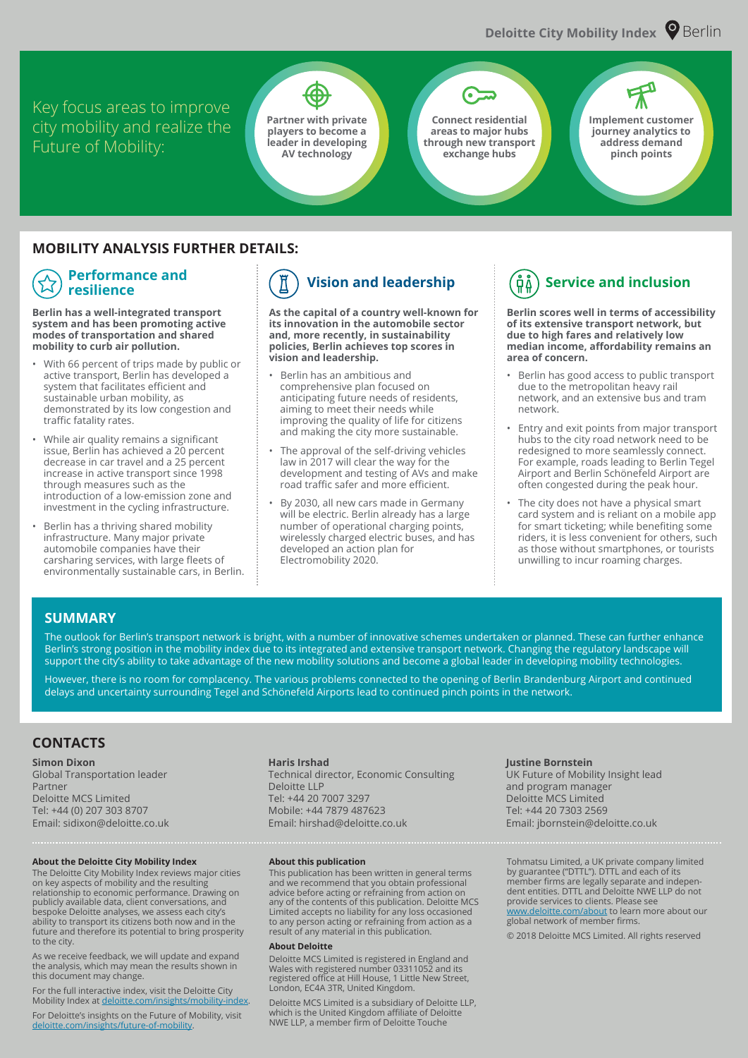Key focus areas to improve city mobility and realize the Future of Mobility:

**Partner with private players to become a leader in developing AV technology**

**Connect residential areas to major hubs through new transport exchange hubs**

**Implement customer journey analytics to address demand pinch points**

## MOBILITY ANALYSIS FURTHER DETAILS:

### Performance and resilience

**Berlin has a well-integrated transport system and has been promoting active modes of transportation and shared mobility to curb air pollution.**

- With 66 percent of trips made by public or active transport, Berlin has developed a system that facilitates efficient and sustainable urban mobility, as demonstrated by its low congestion and traffic fatality rates.
- While air quality remains a significant issue, Berlin has achieved a 20 percent decrease in car travel and a 25 percent increase in active transport since 1998 through measures such as the introduction of a low-emission zone and investment in the cycling infrastructure.
- Berlin has a thriving shared mobility infrastructure. Many major private automobile companies have their carsharing services, with large fleets of environmentally sustainable cars, in Berlin.

### Vision and leadership

**As the capital of a country well-known for its innovation in the automobile sector and, more recently, in sustainability policies, Berlin achieves top scores in vision and leadership.**

- Berlin has an ambitious and comprehensive plan focused on anticipating future needs of residents, aiming to meet their needs while improving the quality of life for citizens and making the city more sustainable.
- The approval of the self-driving vehicles law in 2017 will clear the way for the development and testing of AVs and make road traffic safer and more efficient.
- By 2030, all new cars made in Germany will be electric. Berlin already has a large number of operational charging points, wirelessly charged electric buses, and has developed an action plan for Electromobility 2020.

### Service and inclusion

**Berlin scores well in terms of accessibility of its extensive transport network, but due to high fares and relatively low median income, affordability remains an area of concern.**

- Berlin has good access to public transport due to the metropolitan heavy rail network, and an extensive bus and tram network.
- Entry and exit points from major transport hubs to the city road network need to be redesigned to more seamlessly connect. For example, roads leading to Berlin Tegel Airport and Berlin Schönefeld Airport are often congested during the peak hour.
- The city does not have a physical smart card system and is reliant on a mobile app for smart ticketing; while benefiting some riders, it is less convenient for others, such as those without smartphones, or tourists unwilling to incur roaming charges.

## SUMMARY

The outlook for Berlin's transport network is bright, with a number of innovative schemes undertaken or planned. These can further enhance Berlin's strong position in the mobility index due to its integrated and extensive transport network. Changing the regulatory landscape will support the city's ability to take advantage of the new mobility solutions and become a global leader in developing mobility technologies.

However, there is no room for complacency. The various problems connected to the opening of Berlin Brandenburg Airport and continued delays and uncertainty surrounding Tegel and Schönefeld Airports lead to continued pinch points in the network.

## CONTACTS

**Simon Dixon**
Global Transportation leader
Partner
Deloitte MCS Limited
Tel: +44 (0) 207 303 8707
Email: sidixon@deloitte.co.uk

**Haris Irshad**
Technical director, Economic Consulting
Deloitte LLP
Tel: +44 20 7007 3297
Mobile: +44 7879 487623
Email: hirshad@deloitte.co.uk

**Justine Bornstein**
UK Future of Mobility Insight lead and program manager
Deloitte MCS Limited
Tel: +44 20 7303 2569
Email: jbornstein@deloitte.co.uk

**About the Deloitte City Mobility Index**

The Deloitte City Mobility Index reviews major cities on key aspects of mobility and the resulting relationship to economic performance. Drawing on publicly available data, client conversations, and bespoke Deloitte analyses, we assess each city's ability to transport its citizens both now and in the future and therefore its potential to bring prosperity to the city.

As we receive feedback, we will update and expand the analysis, which may mean the results shown in this document may change.

For the full interactive index, visit the Deloitte City Mobility Index at deloitte.com/insights/mobility-index.

For Deloitte's insights on the Future of Mobility, visit deloitte.com/insights/future-of-mobility.

**About this publication**

This publication has been written in general terms and we recommend that you obtain professional advice before acting or refraining from action on any of the contents of this publication. Deloitte MCS Limited accepts no liability for any loss occasioned to any person acting or refraining from action as a result of any material in this publication.

**About Deloitte**

Deloitte MCS Limited is registered in England and Wales with registered number 03311052 and its registered office at Hill House, 1 Little New Street, London, EC4A 3TR, United Kingdom.

Deloitte MCS Limited is a subsidiary of Deloitte LLP, which is the United Kingdom affiliate of Deloitte NWE LLP, a member firm of Deloitte Touche Tohmatsu Limited, a UK private company limited by guarantee ("DTTL"). DTTL and each of its member firms are legally separate and independent entities. DTTL and Deloitte NWE LLP do not provide services to clients. Please see www.deloitte.com/about to learn more about our global network of member firms.

© 2018 Deloitte MCS Limited. All rights reserved